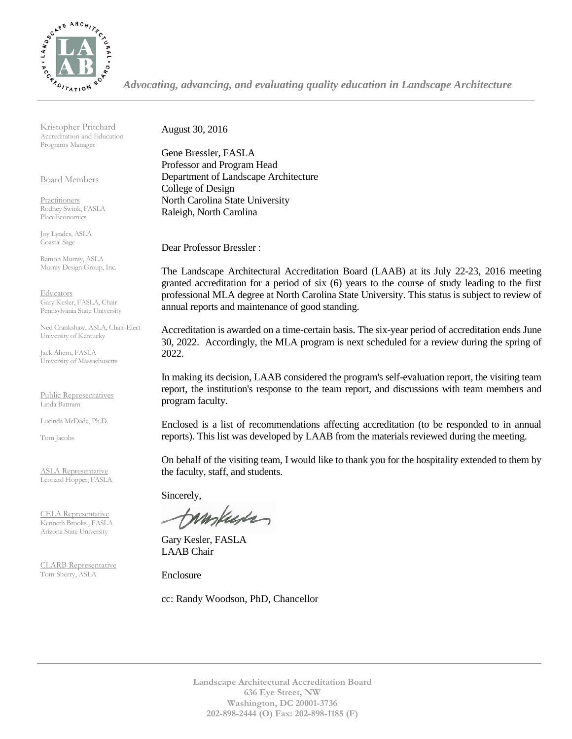*Advocating, advancing, and evaluating quality education in Landscape Architecture*

Kristopher Pritchard
Accreditation and Education Programs Manager

Board Members

Practitioners
Rodney Swink, FASLA
PlaceEconomics

Joy Lyndes, ASLA
Coastal Sage

Ramon Murray, ASLA
Murray Design Group, Inc.

Educators
Gary Kesler, FASLA, Chair
Pennsylvania State University

Ned Crankshaw, ASLA, Chair-Elect
University of Kentucky

Jack Ahern, FASLA
University of Massachusetts

Public Representatives
Linda Battram

Lucinda McDade, Ph.D.

Tom Jacobs

ASLA Representative
Leonard Hopper, FASLA

CELA Representative
Kenneth Brooks., FASLA
Arizona State University

CLARB Representative
Tom Sherry, ASLA

August 30, 2016

Gene Bressler, FASLA
Professor and Program Head
Department of Landscape Architecture
College of Design
North Carolina State University
Raleigh, North Carolina

Dear Professor Bressler :

The Landscape Architectural Accreditation Board (LAAB) at its July 22-23, 2016 meeting granted accreditation for a period of six (6) years to the course of study leading to the first professional MLA degree at North Carolina State University. This status is subject to review of annual reports and maintenance of good standing.

Accreditation is awarded on a time-certain basis. The six-year period of accreditation ends June 30, 2022. Accordingly, the MLA program is next scheduled for a review during the spring of 2022.

In making its decision, LAAB considered the program's self-evaluation report, the visiting team report, the institution's response to the team report, and discussions with team members and program faculty.

Enclosed is a list of recommendations affecting accreditation (to be responded to in annual reports). This list was developed by LAAB from the materials reviewed during the meeting.

On behalf of the visiting team, I would like to thank you for the hospitality extended to them by the faculty, staff, and students.

Sincerely,

Gary Kesler, FASLA
LAAB Chair

Enclosure

cc: Randy Woodson, PhD, Chancellor

**Landscape Architectural Accreditation Board**
**636 Eye Street, NW**
**Washington, DC 20001-3736**
**202-898-2444 (O) Fax: 202-898-1185 (F)**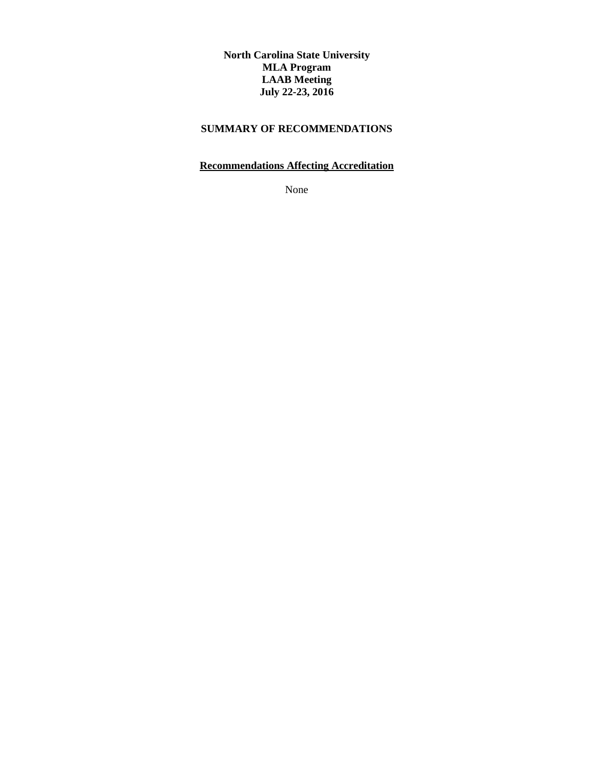**North Carolina State University**
**MLA Program**
**LAAB Meeting**
**July 22-23, 2016**

## SUMMARY OF RECOMMENDATIONS

### Recommendations Affecting Accreditation

None